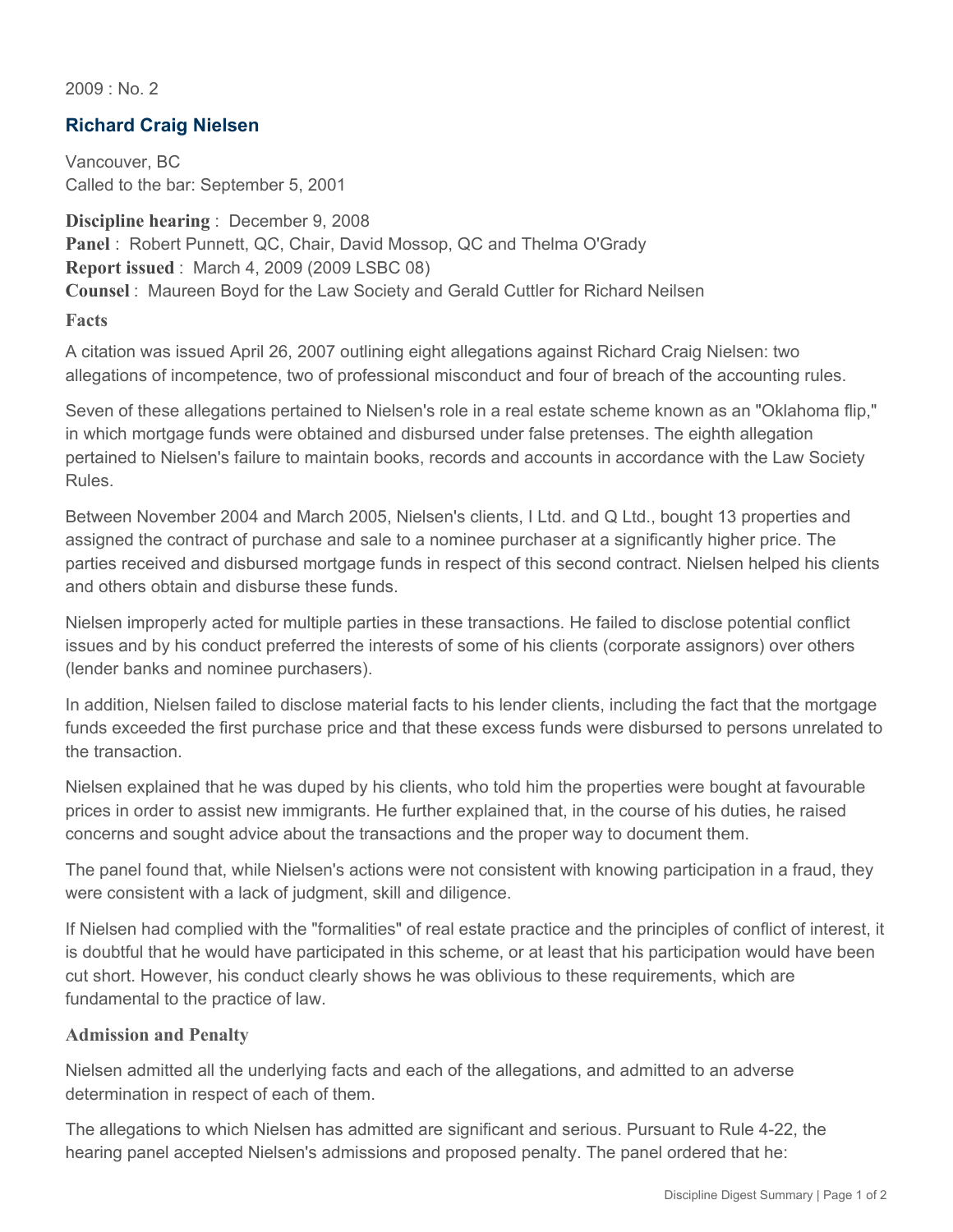2009 : No. 2

## Richard Craig Nielsen

Vancouver, BC
Called to the bar: September 5, 2001

**Discipline hearing** : December 9, 2008
**Panel** : Robert Punnett, QC, Chair, David Mossop, QC and Thelma O'Grady
**Report issued** : March 4, 2009 (2009 LSBC 08)
**Counsel** : Maureen Boyd for the Law Society and Gerald Cuttler for Richard Neilsen

### Facts

A citation was issued April 26, 2007 outlining eight allegations against Richard Craig Nielsen: two allegations of incompetence, two of professional misconduct and four of breach of the accounting rules.

Seven of these allegations pertained to Nielsen's role in a real estate scheme known as an "Oklahoma flip," in which mortgage funds were obtained and disbursed under false pretenses. The eighth allegation pertained to Nielsen's failure to maintain books, records and accounts in accordance with the Law Society Rules.

Between November 2004 and March 2005, Nielsen's clients, I Ltd. and Q Ltd., bought 13 properties and assigned the contract of purchase and sale to a nominee purchaser at a significantly higher price. The parties received and disbursed mortgage funds in respect of this second contract. Nielsen helped his clients and others obtain and disburse these funds.

Nielsen improperly acted for multiple parties in these transactions. He failed to disclose potential conflict issues and by his conduct preferred the interests of some of his clients (corporate assignors) over others (lender banks and nominee purchasers).

In addition, Nielsen failed to disclose material facts to his lender clients, including the fact that the mortgage funds exceeded the first purchase price and that these excess funds were disbursed to persons unrelated to the transaction.

Nielsen explained that he was duped by his clients, who told him the properties were bought at favourable prices in order to assist new immigrants. He further explained that, in the course of his duties, he raised concerns and sought advice about the transactions and the proper way to document them.

The panel found that, while Nielsen's actions were not consistent with knowing participation in a fraud, they were consistent with a lack of judgment, skill and diligence.

If Nielsen had complied with the "formalities" of real estate practice and the principles of conflict of interest, it is doubtful that he would have participated in this scheme, or at least that his participation would have been cut short. However, his conduct clearly shows he was oblivious to these requirements, which are fundamental to the practice of law.

### Admission and Penalty

Nielsen admitted all the underlying facts and each of the allegations, and admitted to an adverse determination in respect of each of them.

The allegations to which Nielsen has admitted are significant and serious. Pursuant to Rule 4-22, the hearing panel accepted Nielsen's admissions and proposed penalty. The panel ordered that he: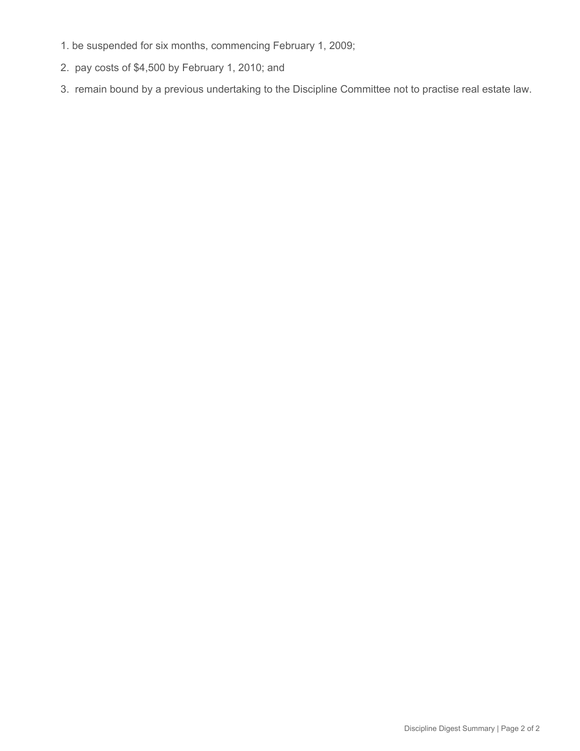1. be suspended for six months, commencing February 1, 2009;
2. pay costs of $4,500 by February 1, 2010; and
3. remain bound by a previous undertaking to the Discipline Committee not to practise real estate law.